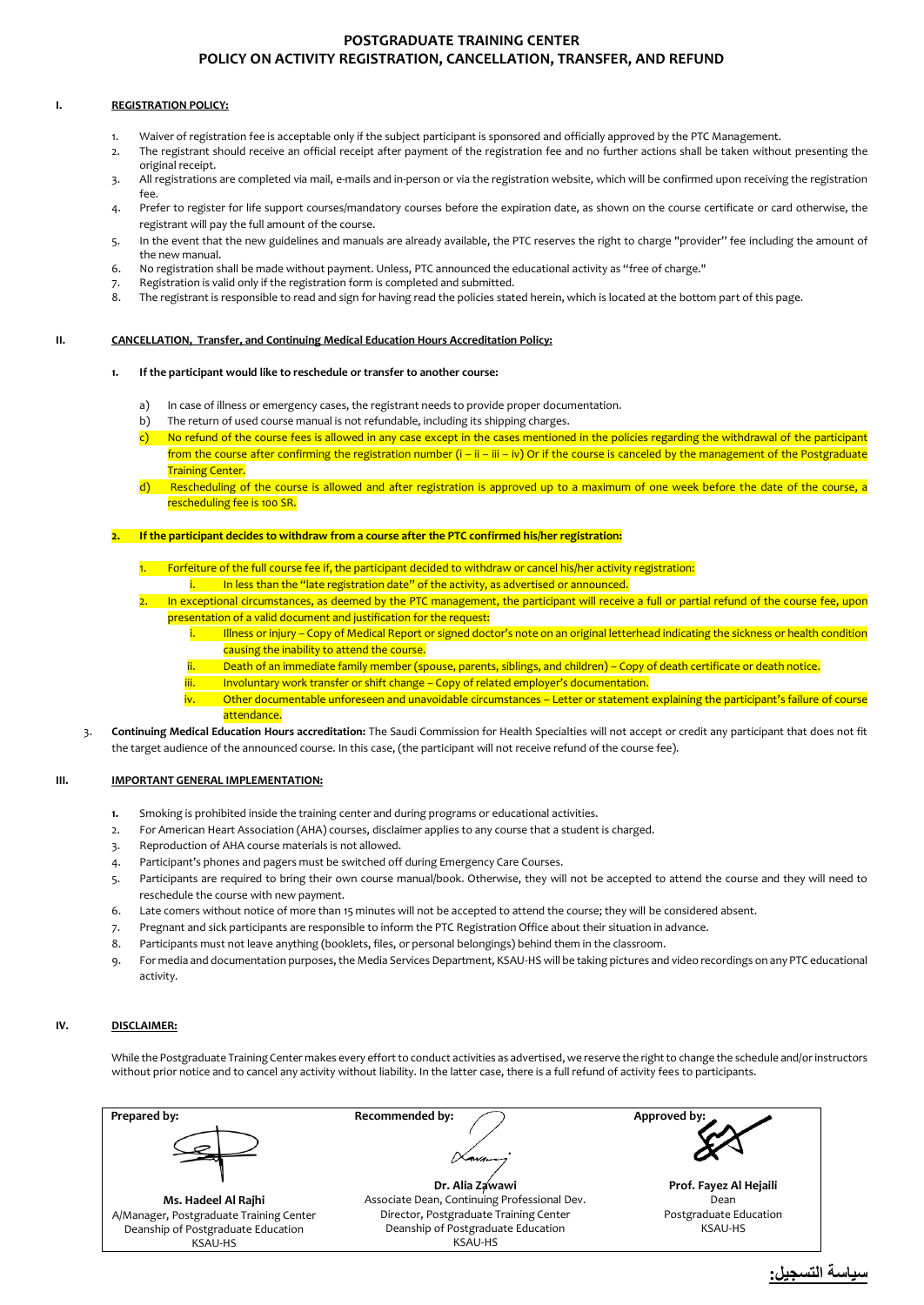# POSTGRADUATE TRAINING CENTER
# POLICY ON ACTIVITY REGISTRATION, CANCELLATION, TRANSFER, AND REFUND

## I. REGISTRATION POLICY:

1. Waiver of registration fee is acceptable only if the subject participant is sponsored and officially approved by the PTC Management.
2. The registrant should receive an official receipt after payment of the registration fee and no further actions shall be taken without presenting the original receipt.
3. All registrations are completed via mail, e-mails and in-person or via the registration website, which will be confirmed upon receiving the registration fee.
4. Prefer to register for life support courses/mandatory courses before the expiration date, as shown on the course certificate or card otherwise, the registrant will pay the full amount of the course.
5. In the event that the new guidelines and manuals are already available, the PTC reserves the right to charge "provider" fee including the amount of the new manual.
6. No registration shall be made without payment. Unless, PTC announced the educational activity as "free of charge."
7. Registration is valid only if the registration form is completed and submitted.
8. The registrant is responsible to read and sign for having read the policies stated herein, which is located at the bottom part of this page.

## II. CANCELLATION, Transfer, and Continuing Medical Education Hours Accreditation Policy:

**1. If the participant would like to reschedule or transfer to another course:**

a) In case of illness or emergency cases, the registrant needs to provide proper documentation.
b) The return of used course manual is not refundable, including its shipping charges.
c) No refund of the course fees is allowed in any case except in the cases mentioned in the policies regarding the withdrawal of the participant from the course after confirming the registration number (i – ii – iii – iv) Or if the course is canceled by the management of the Postgraduate Training Center.
d) Rescheduling of the course is allowed and after registration is approved up to a maximum of one week before the date of the course, a rescheduling fee is 100 SR.

**2. If the participant decides to withdraw from a course after the PTC confirmed his/her registration:**

1. Forfeiture of the full course fee if, the participant decided to withdraw or cancel his/her activity registration:
   i. In less than the "late registration date" of the activity, as advertised or announced.
2. In exceptional circumstances, as deemed by the PTC management, the participant will receive a full or partial refund of the course fee, upon presentation of a valid document and justification for the request:
   i. Illness or injury – Copy of Medical Report or signed doctor's note on an original letterhead indicating the sickness or health condition causing the inability to attend the course.
   ii. Death of an immediate family member (spouse, parents, siblings, and children) – Copy of death certificate or death notice.
   iii. Involuntary work transfer or shift change – Copy of related employer's documentation.
   iv. Other documentable unforeseen and unavoidable circumstances – Letter or statement explaining the participant's failure of course attendance.

3. **Continuing Medical Education Hours accreditation:** The Saudi Commission for Health Specialties will not accept or credit any participant that does not fit the target audience of the announced course. In this case, (the participant will not receive refund of the course fee).

## III. IMPORTANT GENERAL IMPLEMENTATION:

1. Smoking is prohibited inside the training center and during programs or educational activities.
2. For American Heart Association (AHA) courses, disclaimer applies to any course that a student is charged.
3. Reproduction of AHA course materials is not allowed.
4. Participant's phones and pagers must be switched off during Emergency Care Courses.
5. Participants are required to bring their own course manual/book. Otherwise, they will not be accepted to attend the course and they will need to reschedule the course with new payment.
6. Late comers without notice of more than 15 minutes will not be accepted to attend the course; they will be considered absent.
7. Pregnant and sick participants are responsible to inform the PTC Registration Office about their situation in advance.
8. Participants must not leave anything (booklets, files, or personal belongings) behind them in the classroom.
9. For media and documentation purposes, the Media Services Department, KSAU-HS will be taking pictures and video recordings on any PTC educational activity.

## IV. DISCLAIMER:

While the Postgraduate Training Center makes every effort to conduct activities as advertised, we reserve the right to change the schedule and/or instructors without prior notice and to cancel any activity without liability. In the latter case, there is a full refund of activity fees to participants.

| Prepared by: | Recommended by: | Approved by: |
| --- | --- | --- |
| **Ms. Hadeel Al Rajhi**<br>A/Manager, Postgraduate Training Center<br>Deanship of Postgraduate Education<br>KSAU-HS | **Dr. Alia Zawawi**<br>Associate Dean, Continuing Professional Dev.<br>Director, Postgraduate Training Center<br>Deanship of Postgraduate Education<br>KSAU-HS | **Prof. Fayez Al Hejaili**<br>Dean<br>Postgraduate Education<br>KSAU-HS |

**سياسة التسجيل:**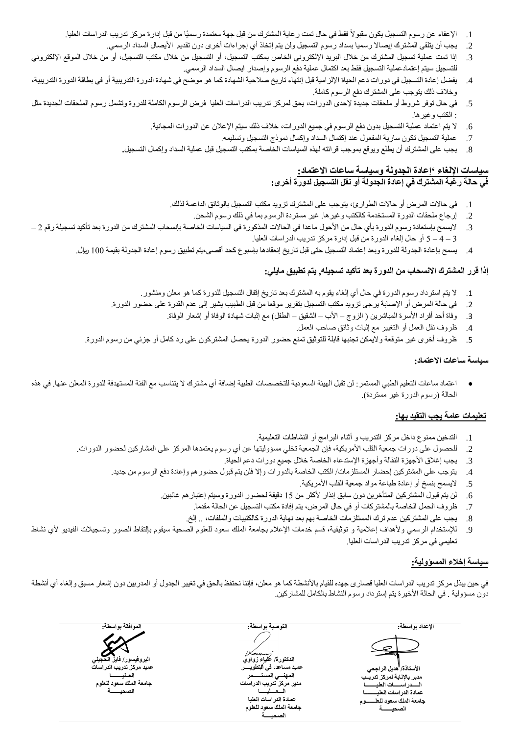1. الإعفاء عن رسوم التسجيل يكون مقبولاً فقط في حال تمت رعاية المشترك من قبل جهة معتمدة رسميًا من قبل إدارة مركز تدريب الدراسات العليا.
2. يجب أن يتلقى المشترك إيصالا رسميا بسداد رسوم التسجيل ولن يتم إتخاذ أي إجراءات أخرى دون تقديم الأيصال السداد الرسمي.
3. إذا تمت عملية تسجيل المشترك من خلال البريد الإلكتروني الخاص بمكتب التسجيل، أو التسجيل من خلال مكتب التسجيل، أو من خلال الموقع الإلكتروني للتسجيل سيتم إعتمادعملية التسجيل فقط بعد اكتمال عملية دفع الرسوم وإصدار ايصال السداد الرسمي.
4. يفضل إعادة التسجيل في دورات دعم الحياة الإلزامية قبل إنتهاء تاريخ صلاحية الشهادة كما هو موضح في شهادة الدورة التدريبية أو في بطاقة الدورة التدريبية، وخلاف ذلك يتوجب على المشترك دفع الرسوم كاملة.
5. في حال توفر شروط أو ملحقات جديدة لإحدى الدورات، يحق لمركز تدريب الدراسات العليا فرض الرسوم الكاملة للدروة وتشمل رسوم الملحقات الجديدة مثل : الكتب وغيرها.
6. لا يتم اعتماد عملية التسجيل بدون دفع الرسوم في جميع الدورات، خلاف ذلك سيتم الإعلان عن الدورات المجانية.
7. عملية التسجيل تكون سارية المفعول عند إكتمال السداد وإكمال نموذج التسجيل وتسليمه.
8. يجب على المشترك أن يطلع ويوقع بموجب قرائته لهذه السياسات الخاصة بمكتب التسجيل قبل عملية السداد وإكمال التسجيل**.**

## سياسات الإلغاء ،إعادة الجدولة وسياسة ساعات الاعتماد:

### في حالة رغبة المشترك في إعادة الجدولة أو نقل التسجيل لدورة أخرى:

1. في حالات المرض أو حالات الطوارئ، يتوجب على المشترك تزويد مكتب التسجيل بالوثائق الداعمة لذلك.
2. إرجاع ملحقات الدورة المستخدمة كالكتب وغيرها. غير مستردة الرسوم بما في ذلك رسوم الشحن.
3. لايسمح بإستعادة رسوم الدورة بأي حال من الأحوال ماعدا في الحالات المذكورة في السياسات الخاصة بإنسحاب المشترك من الدورة بعد تأكيد تسجيلة رقم 2 – 3 – 4 – 5 أو حال إلغاء الدورة من قبل إدارة مركز تدريب الدراسات العليا.
4. يسمح بإعادة الجدولة للدورة وبعد إعتماد التسجيل حتى قبل تاريخ إنعقادها بإسبوع كحد أقصى،يتم تطبيق رسوم إعادة الجدولة بقيمة 100 ريال.

### إذا قرر المشترك الانسحاب من الدورة بعد تأكيد تسجيله, يتم تطبيق مايلي:

1. لا يتم استرداد رسوم الدورة في حال أي إلغاء يقوم به المشترك بعد تاريخ إقفال التسجيل للدورة كما هو معلن ومنشور.
2. في حالة المرض أو الإصابة يرجى تزويد مكتب التسجيل بتقرير موقعا من قبل الطبيب يشير إلى عدم القدرة على حضور الدورة.
3. وفاة أحد أفراد الأسرة المباشرين ( الزوج – الأب – الشقيق – الطفل) مع إثبات شهادة الوفاة أو إشعار الوفاة.
4. ظروف نقل العمل أو التغيير مع إثبات وثائق صاحب العمل.
5. ظروف أخرى غير متوقعة ولايمكن تجنبها قابلة للتوثيق تمنع حضور الدورة يحصل المشتركون على رد كامل أو جزئي من رسوم الدورة.

### سياسة ساعات الاعتماد:

- اعتماد ساعات التعليم الطبي المستمر: لن تقبل الهيئة السعودية للتخصصات الطبية إضافة أي مشترك لا يتناسب مع الفئة المستهدفة للدورة المعلن عنها. في هذه الحالة (رسوم الدورة غير مستردة).

### تعليمات عامة يجب التقيد بها:

1. التدخين ممنوع داخل مركز التدريب و أثناء البرامج أو النشاطات التعليمية.
2. للحصول على دورات جمعية القلب الأمريكية، فإن الجمعية تخلي مسؤوليتها عن أي رسوم يعتمدها المركز على المشاركين لحضور الدورات.
3. يجب إغلاق الأجهزة النقالة وأجهزة الإستدعاء الخاصة خلال جميع دورات دعم الحياة.
4. يتوجب على المشتركين إحضار المستلزمات/ الكتب الخاصة بالدورات وإلا فلن يتم قبول حضورهم وإعادة دفع الرسوم من جديد.
5. لايسمح بنسخ أو إعادة طباعة مواد جمعية القلب الأمريكية.
6. لن يتم قبول المشتركين المتأخرين دون سابق إنذار لأكثر من 15 دقيقة لحضور الدورة وسيتم إعتبارهم غائبين.
7. ظروف الحمل الخاصة بالمشتركات أو في حال المرض، يتم إفادة مكتب التسجيل عن الحالة مقدما.
8. يجب على المشتركين عدم ترك المستلزمات الخاصة بهم بعد نهاية الدورة كالكتيبات والملفات، .. إلخ.
9. للاستخدام الرسمي ولأهداف إعلامية و توثيقية، قسم خدمات الإعلام بجامعة الملك سعود للعلوم الصحية سيقوم بإلتقاط الصور وتسجيلات الفيديو لأي نشاط تعليمي في مركز تدريب الدراسات العليا.

### سياسة إخلاء المسؤولية:

في حين يبذل مركز تدريب الدراسات العليا قصارى جهده للقيام بالأنشطة كما هو معلن، فإننا نحتفظ بالحق في تغيير الجدول أو المدربين دون إشعار مسبق وإلغاء أي أنشطة دون مسؤولية . في الحالة الأخيرة يتم إسترداد رسوم النشاط بالكامل للمشاركين.

| الإعداد بواسطة: | التوصية بواسطة: | الموافقة بواسطة: |
|---|---|---|
| الأستاذة/ هديل الراجحي<br>مدير بالإنابة لمركز تدريب الدراسات العليا<br>عمادة الدراسات العليا<br>جامعة الملك سعود للعلوم الصحية | الدكتورة/ علياء زواوي<br>عميد مساعد، في التطوير المهني المستمر<br>مدير مركز تدريب الدراسات العليا<br>عمادة الدراسات العليا<br>جامعة الملك سعود للعلوم الصحية | البروفيسور/ فايز الحجيلي<br>عميد مركز تدريب الدراسات العليا<br>جامعة الملك سعود للعلوم الصحية |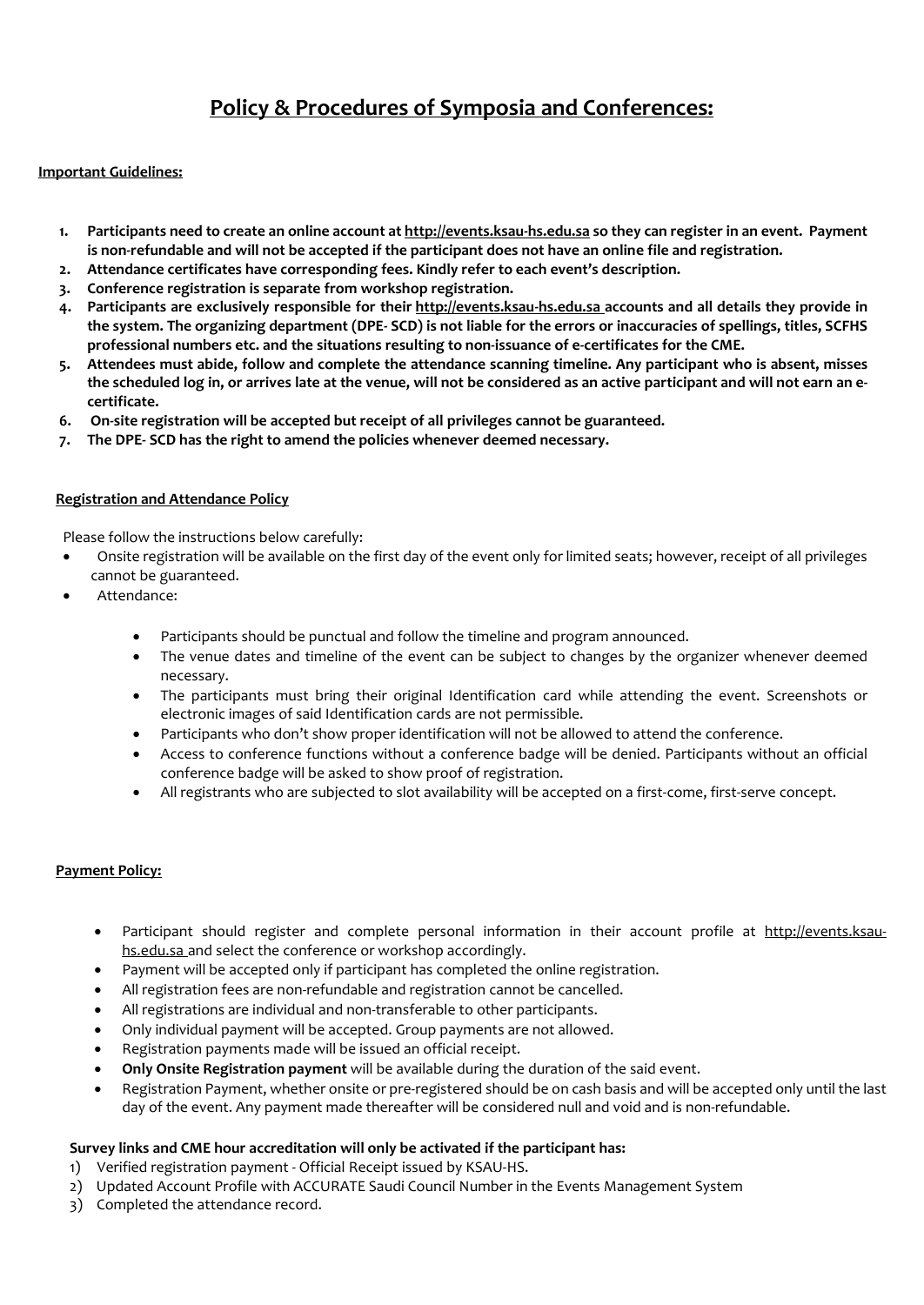# Policy & Procedures of Symposia and Conferences:

**Important Guidelines:**

1. **Participants need to create an online account at http://events.ksau-hs.edu.sa so they can register in an event. Payment is non-refundable and will not be accepted if the participant does not have an online file and registration.**
2. **Attendance certificates have corresponding fees. Kindly refer to each event's description.**
3. **Conference registration is separate from workshop registration.**
4. **Participants are exclusively responsible for their http://events.ksau-hs.edu.sa accounts and all details they provide in the system. The organizing department (DPE- SCD) is not liable for the errors or inaccuracies of spellings, titles, SCFHS professional numbers etc. and the situations resulting to non-issuance of e-certificates for the CME.**
5. **Attendees must abide, follow and complete the attendance scanning timeline. Any participant who is absent, misses the scheduled log in, or arrives late at the venue, will not be considered as an active participant and will not earn an e-certificate.**
6. **On-site registration will be accepted but receipt of all privileges cannot be guaranteed.**
7. **The DPE- SCD has the right to amend the policies whenever deemed necessary.**

**Registration and Attendance Policy**

Please follow the instructions below carefully:

- Onsite registration will be available on the first day of the event only for limited seats; however, receipt of all privileges cannot be guaranteed.
- Attendance:
  - Participants should be punctual and follow the timeline and program announced.
  - The venue dates and timeline of the event can be subject to changes by the organizer whenever deemed necessary.
  - The participants must bring their original Identification card while attending the event. Screenshots or electronic images of said Identification cards are not permissible.
  - Participants who don't show proper identification will not be allowed to attend the conference.
  - Access to conference functions without a conference badge will be denied. Participants without an official conference badge will be asked to show proof of registration.
  - All registrants who are subjected to slot availability will be accepted on a first-come, first-serve concept.

**Payment Policy:**

- Participant should register and complete personal information in their account profile at http://events.ksau-hs.edu.sa and select the conference or workshop accordingly.
- Payment will be accepted only if participant has completed the online registration.
- All registration fees are non-refundable and registration cannot be cancelled.
- All registrations are individual and non-transferable to other participants.
- Only individual payment will be accepted. Group payments are not allowed.
- Registration payments made will be issued an official receipt.
- **Only Onsite Registration payment** will be available during the duration of the said event.
- Registration Payment, whether onsite or pre-registered should be on cash basis and will be accepted only until the last day of the event. Any payment made thereafter will be considered null and void and is non-refundable.

**Survey links and CME hour accreditation will only be activated if the participant has:**

1) Verified registration payment - Official Receipt issued by KSAU-HS.
2) Updated Account Profile with ACCURATE Saudi Council Number in the Events Management System
3) Completed the attendance record.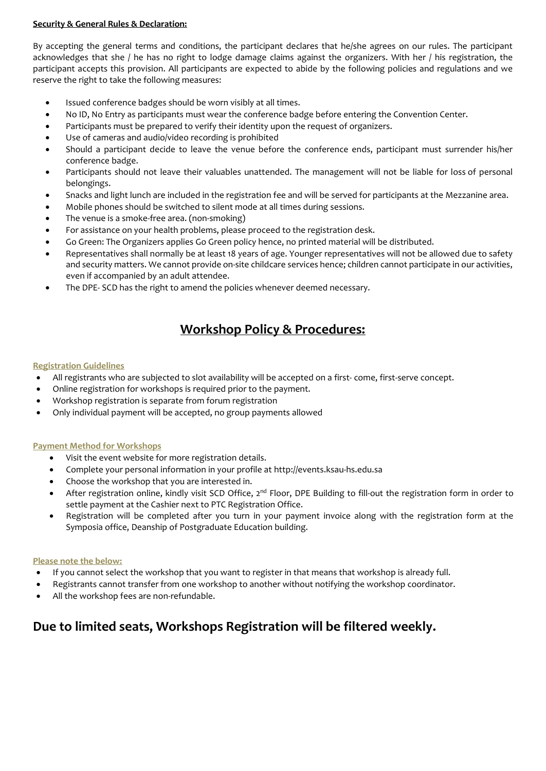**Security & General Rules & Declaration:**

By accepting the general terms and conditions, the participant declares that he/she agrees on our rules. The participant acknowledges that she / he has no right to lodge damage claims against the organizers. With her / his registration, the participant accepts this provision. All participants are expected to abide by the following policies and regulations and we reserve the right to take the following measures:

- Issued conference badges should be worn visibly at all times.
- No ID, No Entry as participants must wear the conference badge before entering the Convention Center.
- Participants must be prepared to verify their identity upon the request of organizers.
- Use of cameras and audio/video recording is prohibited
- Should a participant decide to leave the venue before the conference ends, participant must surrender his/her conference badge.
- Participants should not leave their valuables unattended. The management will not be liable for loss of personal belongings.
- Snacks and light lunch are included in the registration fee and will be served for participants at the Mezzanine area.
- Mobile phones should be switched to silent mode at all times during sessions.
- The venue is a smoke-free area. (non-smoking)
- For assistance on your health problems, please proceed to the registration desk.
- Go Green: The Organizers applies Go Green policy hence, no printed material will be distributed.
- Representatives shall normally be at least 18 years of age. Younger representatives will not be allowed due to safety and security matters. We cannot provide on-site childcare services hence; children cannot participate in our activities, even if accompanied by an adult attendee.
- The DPE- SCD has the right to amend the policies whenever deemed necessary.

# Workshop Policy & Procedures:

**Registration Guidelines**

- All registrants who are subjected to slot availability will be accepted on a first- come, first-serve concept.
- Online registration for workshops is required prior to the payment.
- Workshop registration is separate from forum registration
- Only individual payment will be accepted, no group payments allowed

**Payment Method for Workshops**

- Visit the event website for more registration details.
- Complete your personal information in your profile at http://events.ksau-hs.edu.sa
- Choose the workshop that you are interested in.
- After registration online, kindly visit SCD Office, 2nd Floor, DPE Building to fill-out the registration form in order to settle payment at the Cashier next to PTC Registration Office.
- Registration will be completed after you turn in your payment invoice along with the registration form at the Symposia office, Deanship of Postgraduate Education building.

**Please note the below:**

- If you cannot select the workshop that you want to register in that means that workshop is already full.
- Registrants cannot transfer from one workshop to another without notifying the workshop coordinator.
- All the workshop fees are non-refundable.

## Due to limited seats, Workshops Registration will be filtered weekly.